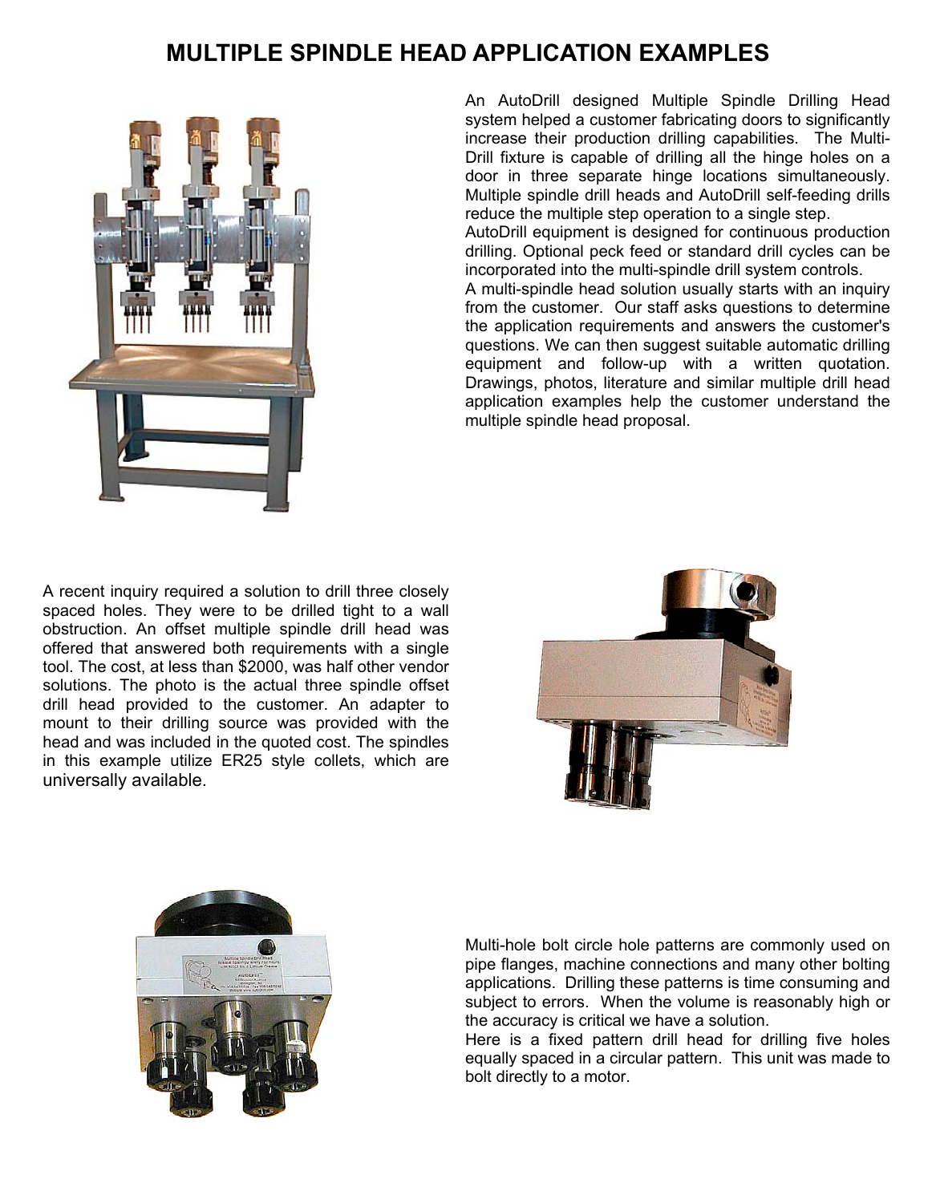# MULTIPLE SPINDLE HEAD APPLICATION EXAMPLES

An AutoDrill designed Multiple Spindle Drilling Head system helped a customer fabricating doors to significantly increase their production drilling capabilities. The Multi-Drill fixture is capable of drilling all the hinge holes on a door in three separate hinge locations simultaneously. Multiple spindle drill heads and AutoDrill self-feeding drills reduce the multiple step operation to a single step.

AutoDrill equipment is designed for continuous production drilling. Optional peck feed or standard drill cycles can be incorporated into the multi-spindle drill system controls.

A multi-spindle head solution usually starts with an inquiry from the customer. Our staff asks questions to determine the application requirements and answers the customer's questions. We can then suggest suitable automatic drilling equipment and follow-up with a written quotation. Drawings, photos, literature and similar multiple drill head application examples help the customer understand the multiple spindle head proposal.

A recent inquiry required a solution to drill three closely spaced holes. They were to be drilled tight to a wall obstruction. An offset multiple spindle drill head was offered that answered both requirements with a single tool. The cost, at less than $2000, was half other vendor solutions. The photo is the actual three spindle offset drill head provided to the customer. An adapter to mount to their drilling source was provided with the head and was included in the quoted cost. The spindles in this example utilize ER25 style collets, which are universally available.

Multi-hole bolt circle hole patterns are commonly used on pipe flanges, machine connections and many other bolting applications. Drilling these patterns is time consuming and subject to errors. When the volume is reasonably high or the accuracy is critical we have a solution.

Here is a fixed pattern drill head for drilling five holes equally spaced in a circular pattern. This unit was made to bolt directly to a motor.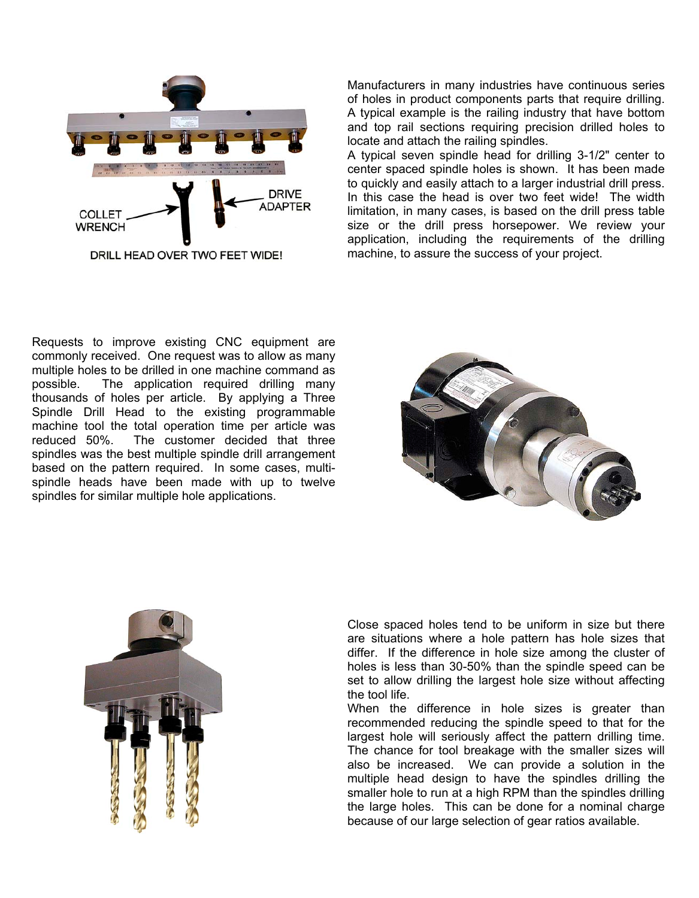COLLET WRENCH

DRIVE ADAPTER

DRILL HEAD OVER TWO FEET WIDE!

Manufacturers in many industries have continuous series of holes in product components parts that require drilling. A typical example is the railing industry that have bottom and top rail sections requiring precision drilled holes to locate and attach the railing spindles.

A typical seven spindle head for drilling 3-1/2" center to center spaced spindle holes is shown. It has been made to quickly and easily attach to a larger industrial drill press. In this case the head is over two feet wide! The width limitation, in many cases, is based on the drill press table size or the drill press horsepower. We review your application, including the requirements of the drilling machine, to assure the success of your project.

Requests to improve existing CNC equipment are commonly received. One request was to allow as many multiple holes to be drilled in one machine command as possible. The application required drilling many thousands of holes per article. By applying a Three Spindle Drill Head to the existing programmable machine tool the total operation time per article was reduced 50%. The customer decided that three spindles was the best multiple spindle drill arrangement based on the pattern required. In some cases, multi-spindle heads have been made with up to twelve spindles for similar multiple hole applications.

Close spaced holes tend to be uniform in size but there are situations where a hole pattern has hole sizes that differ. If the difference in hole size among the cluster of holes is less than 30-50% than the spindle speed can be set to allow drilling the largest hole size without affecting the tool life.

When the difference in hole sizes is greater than recommended reducing the spindle speed to that for the largest hole will seriously affect the pattern drilling time. The chance for tool breakage with the smaller sizes will also be increased. We can provide a solution in the multiple head design to have the spindles drilling the smaller hole to run at a high RPM than the spindles drilling the large holes. This can be done for a nominal charge because of our large selection of gear ratios available.